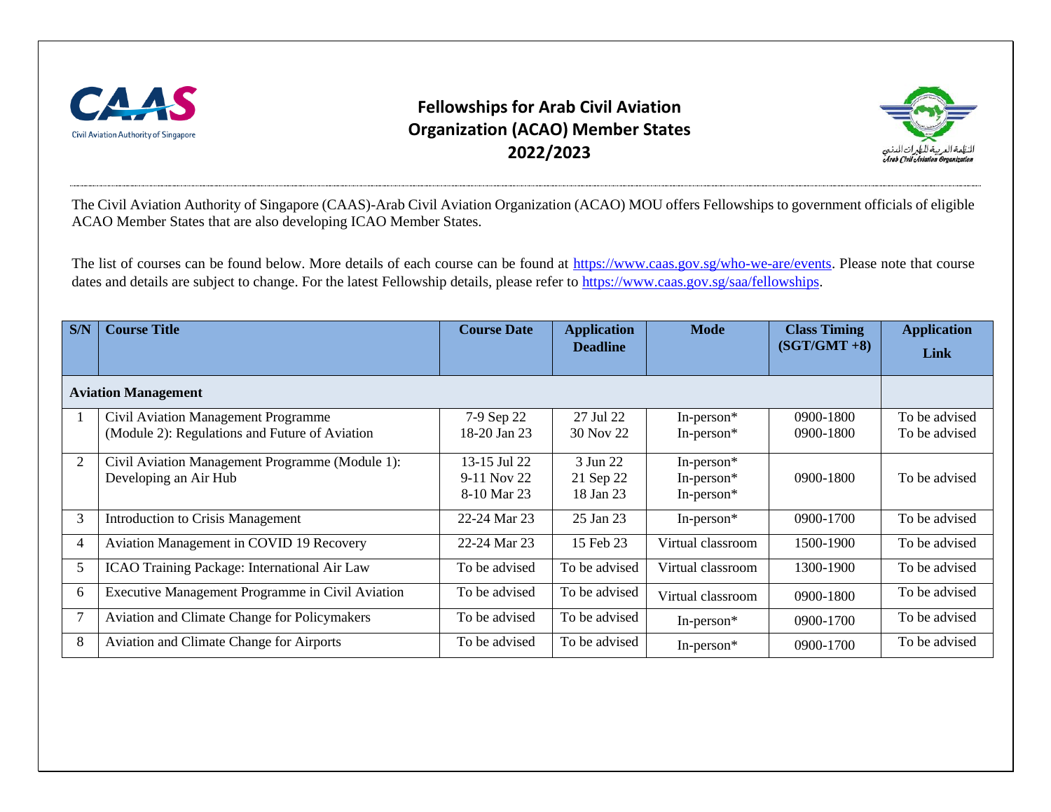# Fellowships for Arab Civil Aviation Organization (ACAO) Member States 2022/2023

The Civil Aviation Authority of Singapore (CAAS)-Arab Civil Aviation Organization (ACAO) MOU offers Fellowships to government officials of eligible ACAO Member States that are also developing ICAO Member States.

The list of courses can be found below. More details of each course can be found at https://www.caas.gov.sg/who-we-are/events. Please note that course dates and details are subject to change. For the latest Fellowship details, please refer to https://www.caas.gov.sg/saa/fellowships.

| S/N | Course Title | Course Date | Application Deadline | Mode | Class Timing (SGT/GMT +8) | Application Link |
|---|---|---|---|---|---|---|
| **Aviation Management** | | | | | | |
| 1 | Civil Aviation Management Programme (Module 2): Regulations and Future of Aviation | 7-9 Sep 22<br>18-20 Jan 23 | 27 Jul 22<br>30 Nov 22 | In-person*<br>In-person* | 0900-1800<br>0900-1800 | To be advised<br>To be advised |
| 2 | Civil Aviation Management Programme (Module 1): Developing an Air Hub | 13-15 Jul 22<br>9-11 Nov 22<br>8-10 Mar 23 | 3 Jun 22<br>21 Sep 22<br>18 Jan 23 | In-person*<br>In-person*<br>In-person* | 0900-1800 | To be advised |
| 3 | Introduction to Crisis Management | 22-24 Mar 23 | 25 Jan 23 | In-person* | 0900-1700 | To be advised |
| 4 | Aviation Management in COVID 19 Recovery | 22-24 Mar 23 | 15 Feb 23 | Virtual classroom | 1500-1900 | To be advised |
| 5 | ICAO Training Package: International Air Law | To be advised | To be advised | Virtual classroom | 1300-1900 | To be advised |
| 6 | Executive Management Programme in Civil Aviation | To be advised | To be advised | Virtual classroom | 0900-1800 | To be advised |
| 7 | Aviation and Climate Change for Policymakers | To be advised | To be advised | In-person* | 0900-1700 | To be advised |
| 8 | Aviation and Climate Change for Airports | To be advised | To be advised | In-person* | 0900-1700 | To be advised |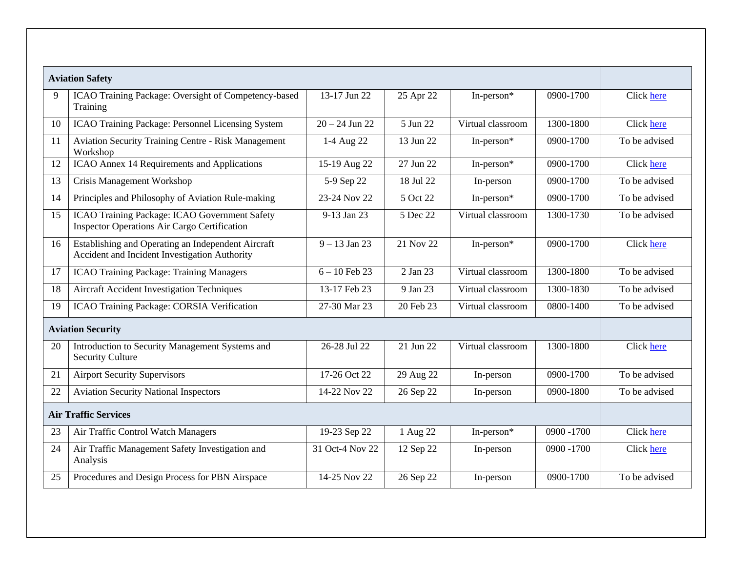| **Aviation Safety** | | | | | | |
|---|---|---|---|---|---|---|
| 9 | ICAO Training Package: Oversight of Competency-based Training | 13-17 Jun 22 | 25 Apr 22 | In-person* | 0900-1700 | Click here |
| 10 | ICAO Training Package: Personnel Licensing System | 20 – 24 Jun 22 | 5 Jun 22 | Virtual classroom | 1300-1800 | Click here |
| 11 | Aviation Security Training Centre - Risk Management Workshop | 1-4 Aug 22 | 13 Jun 22 | In-person* | 0900-1700 | To be advised |
| 12 | ICAO Annex 14 Requirements and Applications | 15-19 Aug 22 | 27 Jun 22 | In-person* | 0900-1700 | Click here |
| 13 | Crisis Management Workshop | 5-9 Sep 22 | 18 Jul 22 | In-person | 0900-1700 | To be advised |
| 14 | Principles and Philosophy of Aviation Rule-making | 23-24 Nov 22 | 5 Oct 22 | In-person* | 0900-1700 | To be advised |
| 15 | ICAO Training Package: ICAO Government Safety Inspector Operations Air Cargo Certification | 9-13 Jan 23 | 5 Dec 22 | Virtual classroom | 1300-1730 | To be advised |
| 16 | Establishing and Operating an Independent Aircraft Accident and Incident Investigation Authority | 9 – 13 Jan 23 | 21 Nov 22 | In-person* | 0900-1700 | Click here |
| 17 | ICAO Training Package: Training Managers | 6 – 10 Feb 23 | 2 Jan 23 | Virtual classroom | 1300-1800 | To be advised |
| 18 | Aircraft Accident Investigation Techniques | 13-17 Feb 23 | 9 Jan 23 | Virtual classroom | 1300-1830 | To be advised |
| 19 | ICAO Training Package: CORSIA Verification | 27-30 Mar 23 | 20 Feb 23 | Virtual classroom | 0800-1400 | To be advised |
| **Aviation Security** | | | | | | |
| 20 | Introduction to Security Management Systems and Security Culture | 26-28 Jul 22 | 21 Jun 22 | Virtual classroom | 1300-1800 | Click here |
| 21 | Airport Security Supervisors | 17-26 Oct 22 | 29 Aug 22 | In-person | 0900-1700 | To be advised |
| 22 | Aviation Security National Inspectors | 14-22 Nov 22 | 26 Sep 22 | In-person | 0900-1800 | To be advised |
| **Air Traffic Services** | | | | | | |
| 23 | Air Traffic Control Watch Managers | 19-23 Sep 22 | 1 Aug 22 | In-person* | 0900 -1700 | Click here |
| 24 | Air Traffic Management Safety Investigation and Analysis | 31 Oct-4 Nov 22 | 12 Sep 22 | In-person | 0900 -1700 | Click here |
| 25 | Procedures and Design Process for PBN Airspace | 14-25 Nov 22 | 26 Sep 22 | In-person | 0900-1700 | To be advised |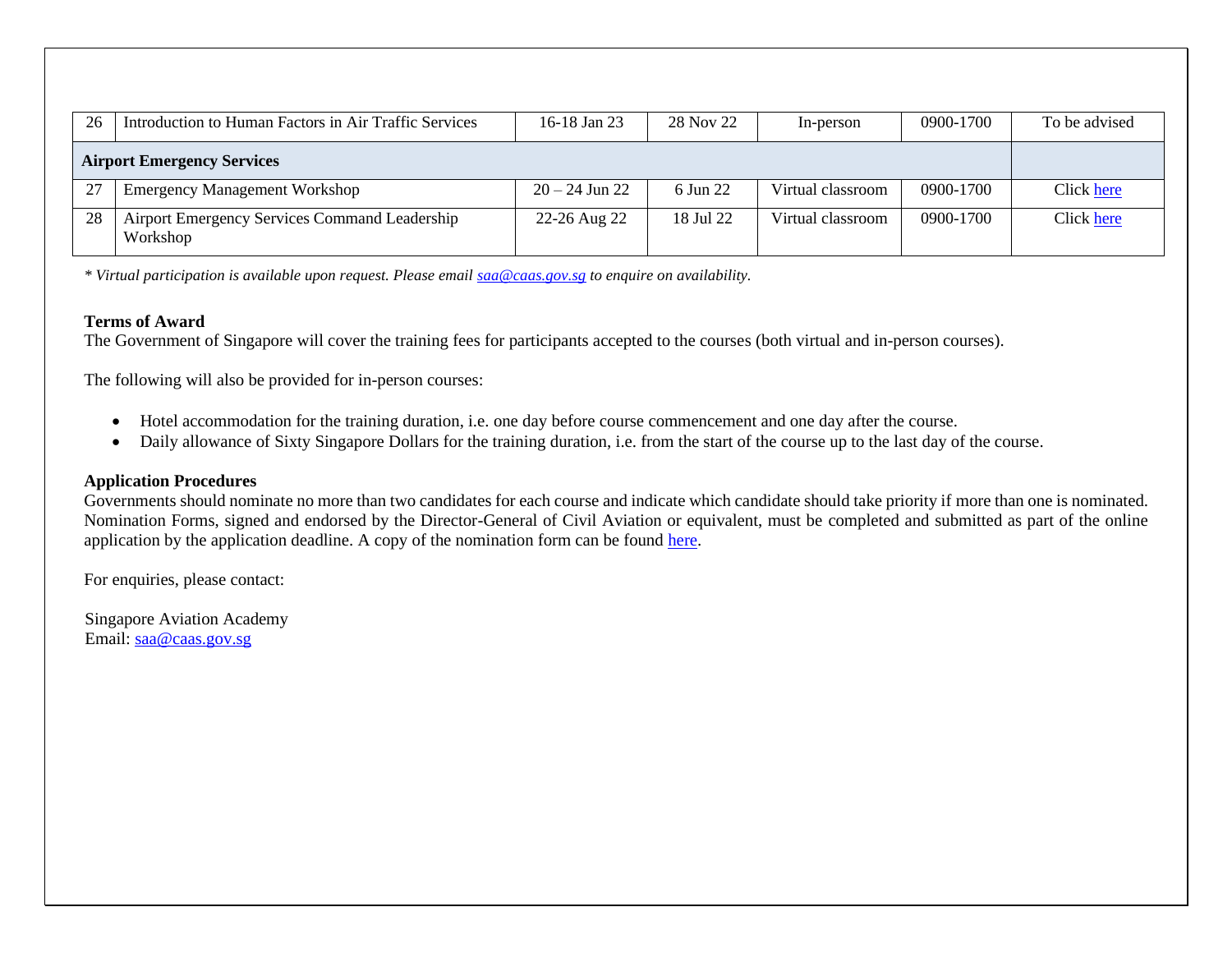| | | | | | | |
|---|---|---|---|---|---|---|
| 26 | Introduction to Human Factors in Air Traffic Services | 16-18 Jan 23 | 28 Nov 22 | In-person | 0900-1700 | To be advised |
| **Airport Emergency Services** | | | | | | |
| 27 | Emergency Management Workshop | 20 – 24 Jun 22 | 6 Jun 22 | Virtual classroom | 0900-1700 | Click here |
| 28 | Airport Emergency Services Command Leadership Workshop | 22-26 Aug 22 | 18 Jul 22 | Virtual classroom | 0900-1700 | Click here |

*\* Virtual participation is available upon request. Please email saa@caas.gov.sg to enquire on availability.*

**Terms of Award**

The Government of Singapore will cover the training fees for participants accepted to the courses (both virtual and in-person courses).

The following will also be provided for in-person courses:

- Hotel accommodation for the training duration, i.e. one day before course commencement and one day after the course.
- Daily allowance of Sixty Singapore Dollars for the training duration, i.e. from the start of the course up to the last day of the course.

**Application Procedures**

Governments should nominate no more than two candidates for each course and indicate which candidate should take priority if more than one is nominated. Nomination Forms, signed and endorsed by the Director-General of Civil Aviation or equivalent, must be completed and submitted as part of the online application by the application deadline. A copy of the nomination form can be found here.

For enquiries, please contact:

Singapore Aviation Academy
Email: saa@caas.gov.sg